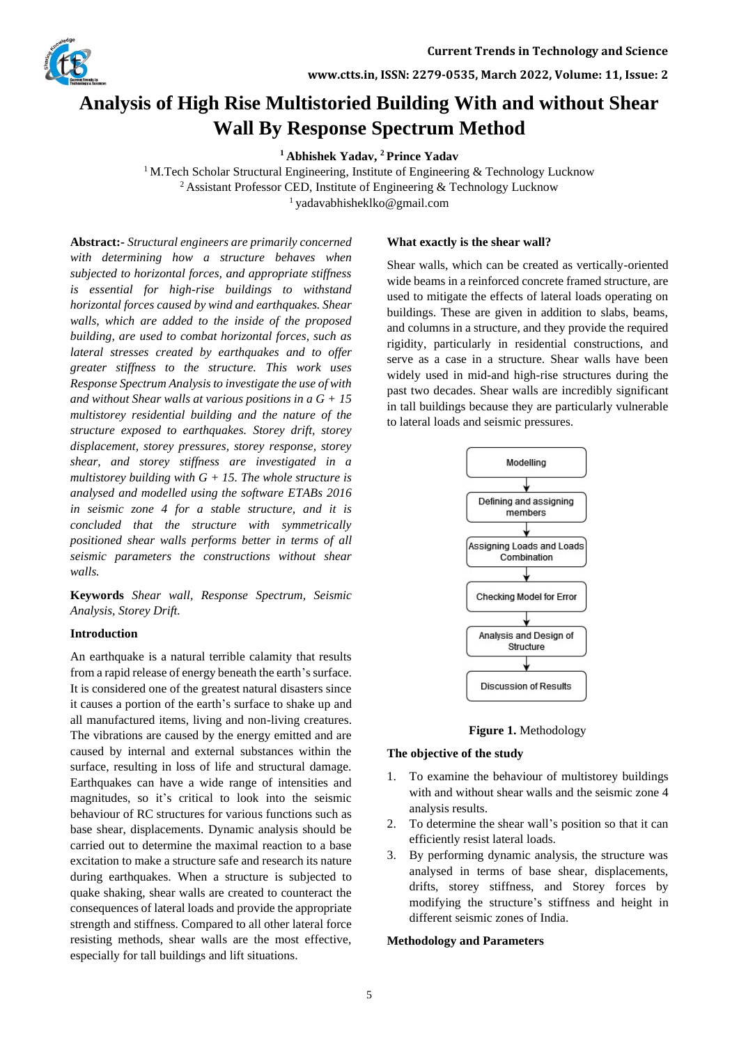# Analysis of High Rise Multistoried Building With and without Shear Wall By Response Spectrum Method

**[1] Abhishek Yadav, [2] Prince Yadav**

[1] M.Tech Scholar Structural Engineering, Institute of Engineering & Technology Lucknow
[2] Assistant Professor CED, Institute of Engineering & Technology Lucknow
[1] yadavabhisheklko@gmail.com

**Abstract:-** *Structural engineers are primarily concerned with determining how a structure behaves when subjected to horizontal forces, and appropriate stiffness is essential for high-rise buildings to withstand horizontal forces caused by wind and earthquakes. Shear walls, which are added to the inside of the proposed building, are used to combat horizontal forces, such as lateral stresses created by earthquakes and to offer greater stiffness to the structure. This work uses Response Spectrum Analysis to investigate the use of with and without Shear walls at various positions in a G + 15 multistorey residential building and the nature of the structure exposed to earthquakes. Storey drift, storey displacement, storey pressures, storey response, storey shear, and storey stiffness are investigated in a multistorey building with G + 15. The whole structure is analysed and modelled using the software ETABs 2016 in seismic zone 4 for a stable structure, and it is concluded that the structure with symmetrically positioned shear walls performs better in terms of all seismic parameters the constructions without shear walls.*

**Keywords** *Shear wall, Response Spectrum, Seismic Analysis, Storey Drift.*

## Introduction

An earthquake is a natural terrible calamity that results from a rapid release of energy beneath the earth's surface. It is considered one of the greatest natural disasters since it causes a portion of the earth's surface to shake up and all manufactured items, living and non-living creatures. The vibrations are caused by the energy emitted and are caused by internal and external substances within the surface, resulting in loss of life and structural damage. Earthquakes can have a wide range of intensities and magnitudes, so it's critical to look into the seismic behaviour of RC structures for various functions such as base shear, displacements. Dynamic analysis should be carried out to determine the maximal reaction to a base excitation to make a structure safe and research its nature during earthquakes. When a structure is subjected to quake shaking, shear walls are created to counteract the consequences of lateral loads and provide the appropriate strength and stiffness. Compared to all other lateral force resisting methods, shear walls are the most effective, especially for tall buildings and lift situations.

## What exactly is the shear wall?

Shear walls, which can be created as vertically-oriented wide beams in a reinforced concrete framed structure, are used to mitigate the effects of lateral loads operating on buildings. These are given in addition to slabs, beams, and columns in a structure, and they provide the required rigidity, particularly in residential constructions, and serve as a case in a structure. Shear walls have been widely used in mid-and high-rise structures during the past two decades. Shear walls are incredibly significant in tall buildings because they are particularly vulnerable to lateral loads and seismic pressures.

Modelling → Defining and assigning members → Assigning Loads and Loads Combination → Checking Model for Error → Analysis and Design of Structure → Discussion of Results

**Figure 1.** Methodology

## The objective of the study

1. To examine the behaviour of multistorey buildings with and without shear walls and the seismic zone 4 analysis results.
2. To determine the shear wall's position so that it can efficiently resist lateral loads.
3. By performing dynamic analysis, the structure was analysed in terms of base shear, displacements, drifts, storey stiffness, and Storey forces by modifying the structure's stiffness and height in different seismic zones of India.

## Methodology and Parameters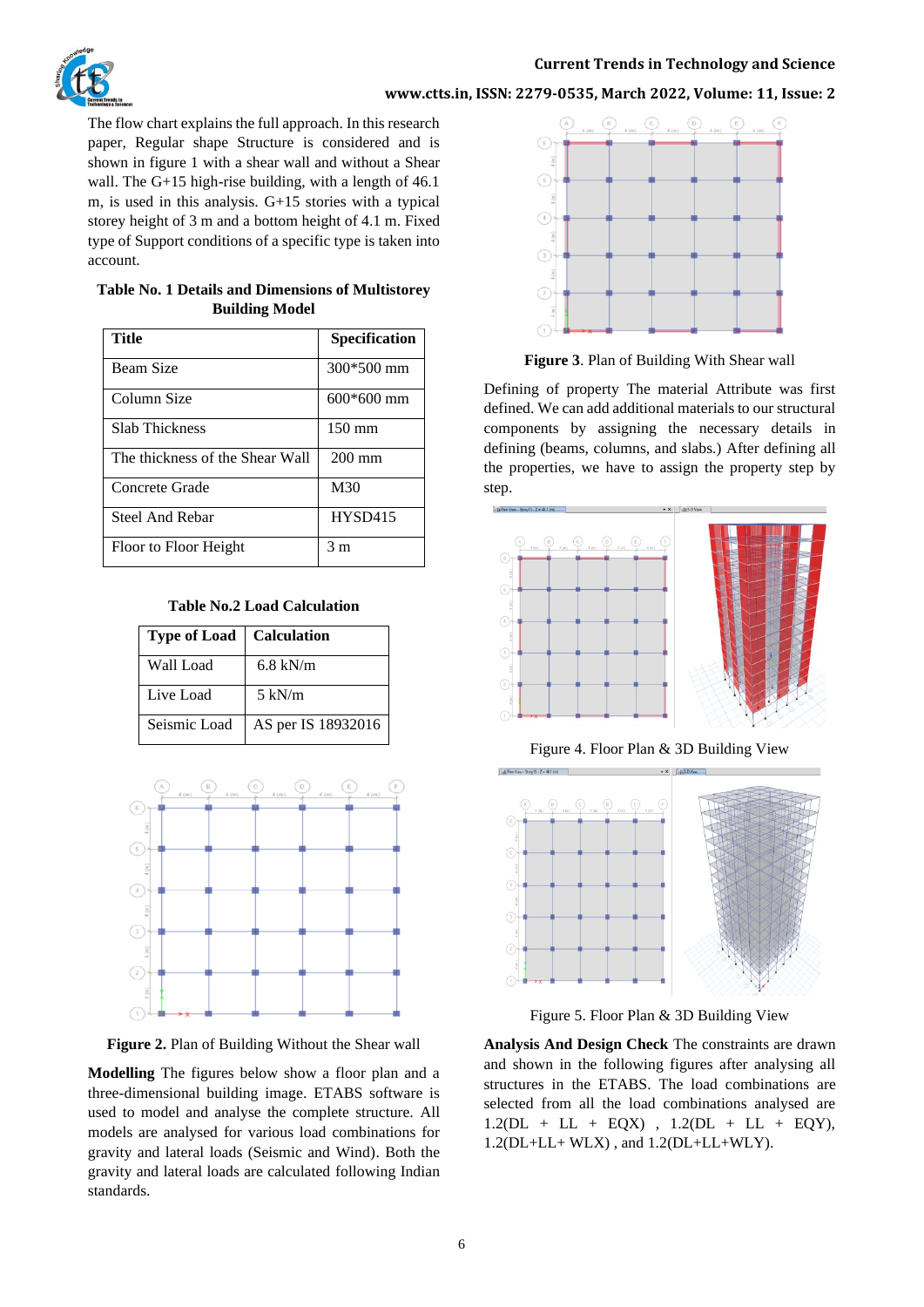The flow chart explains the full approach. In this research paper, Regular shape Structure is considered and is shown in figure 1 with a shear wall and without a Shear wall. The G+15 high-rise building, with a length of 46.1 m, is used in this analysis. G+15 stories with a typical storey height of 3 m and a bottom height of 4.1 m. Fixed type of Support conditions of a specific type is taken into account.

**Table No. 1 Details and Dimensions of Multistorey Building Model**

| Title | Specification |
|---|---|
| Beam Size | 300*500 mm |
| Column Size | 600*600 mm |
| Slab Thickness | 150 mm |
| The thickness of the Shear Wall | 200 mm |
| Concrete Grade | M30 |
| Steel And Rebar | HYSD415 |
| Floor to Floor Height | 3 m |

**Table No.2 Load Calculation**

| Type of Load | Calculation |
|---|---|
| Wall Load | 6.8 kN/m |
| Live Load | 5 kN/m |
| Seismic Load | AS per IS 18932016 |

**Figure 2.** Plan of Building Without the Shear wall

**Modelling** The figures below show a floor plan and a three-dimensional building image. ETABS software is used to model and analyse the complete structure. All models are analysed for various load combinations for gravity and lateral loads (Seismic and Wind). Both the gravity and lateral loads are calculated following Indian standards.

**Figure 3**. Plan of Building With Shear wall

Defining of property The material Attribute was first defined. We can add additional materials to our structural components by assigning the necessary details in defining (beams, columns, and slabs.) After defining all the properties, we have to assign the property step by step.

Figure 4. Floor Plan & 3D Building View

Figure 5. Floor Plan & 3D Building View

**Analysis And Design Check** The constraints are drawn and shown in the following figures after analysing all structures in the ETABS. The load combinations are selected from all the load combinations analysed are 1.2(DL + LL + EQX) , 1.2(DL + LL + EQY), 1.2(DL+LL+ WLX) , and 1.2(DL+LL+WLY).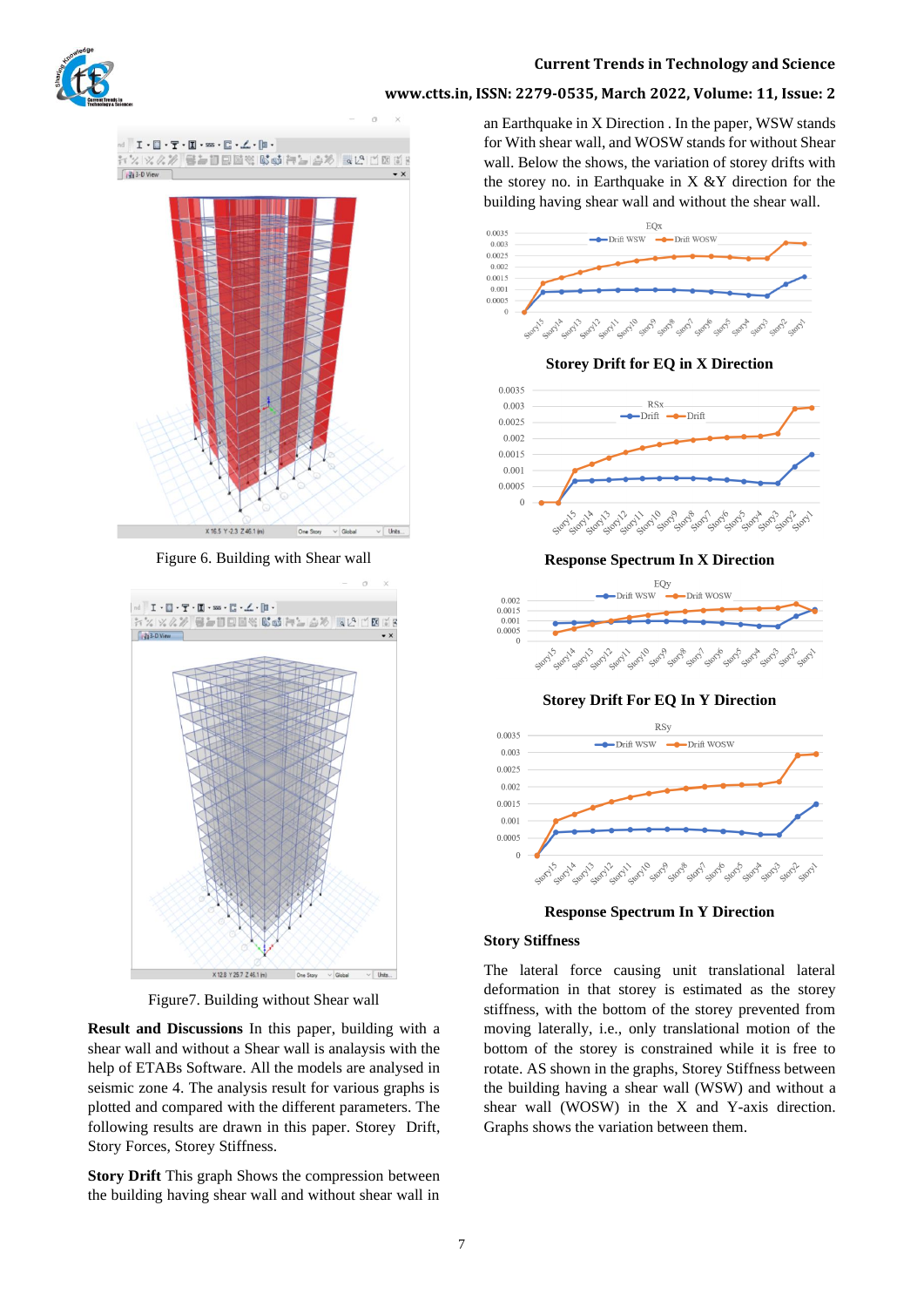Figure 6. Building with Shear wall

Figure7. Building without Shear wall

**Result and Discussions** In this paper, building with a shear wall and without a Shear wall is analaysis with the help of ETABs Software. All the models are analysed in seismic zone 4. The analysis result for various graphs is plotted and compared with the different parameters. The following results are drawn in this paper. Storey Drift, Story Forces, Storey Stiffness.

**Story Drift** This graph Shows the compression between the building having shear wall and without shear wall in an Earthquake in X Direction . In the paper, WSW stands for With shear wall, and WOSW stands for without Shear wall. Below the shows, the variation of storey drifts with the storey no. in Earthquake in X &Y direction for the building having shear wall and without the shear wall.

**Storey Drift for EQ in X Direction**

**Response Spectrum In X Direction**

**Storey Drift For EQ In Y Direction**

**Response Spectrum In Y Direction**

**Story Stiffness**

The lateral force causing unit translational lateral deformation in that storey is estimated as the storey stiffness, with the bottom of the storey prevented from moving laterally, i.e., only translational motion of the bottom of the storey is constrained while it is free to rotate. AS shown in the graphs, Storey Stiffness between the building having a shear wall (WSW) and without a shear wall (WOSW) in the X and Y-axis direction. Graphs shows the variation between them.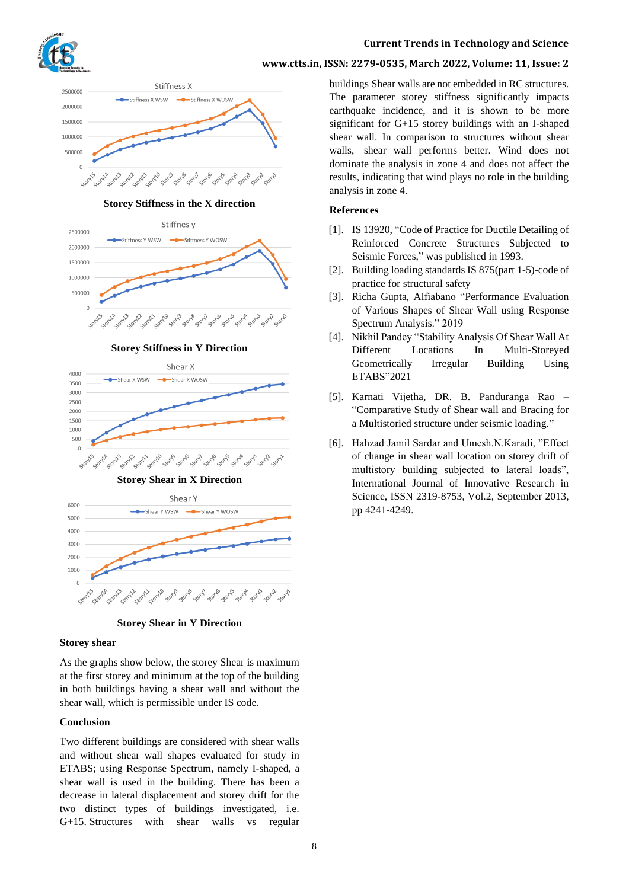Stiffness X

2500000
2000000
1500000
1000000
500000
0

Stiffness X WSW
Stiffness X WOSW

Story15 Story14 Story13 Story12 Story11 Story10 Story9 Story8 Story7 Story6 Story5 Story4 Story3 Story2 Story1

**Storey Stiffness in the X direction**

Stiffnes y

2500000
2000000
1500000
1000000
500000
0

Stiffness Y WSW
Stiffness Y WOSW

Story15 Story14 Story13 Story12 Story11 Story10 Story9 Story8 Story7 Story6 Story5 Story4 Story3 Story2 Story1

**Storey Stiffness in Y Direction**

Shear X

4000
3500
3000
2500
2000
1500
1000
500
0

Shear X WSW
Shear X WOSW

Story15 Story14 Story13 Story12 Story11 Story10 Story9 Story8 Story7 Story6 Story5 Story4 Story3 Story2 Story1

**Storey Shear in X Direction**

Shear Y

6000
5000
4000
3000
2000
1000
0

Shear Y WSW
Shear Y WOSW

Story15 Story14 Story13 Story12 Story11 Story10 Story9 Story8 Story7 Story6 Story5 Story4 Story3 Story2 Story1

**Storey Shear in Y Direction**

### Storey shear

As the graphs show below, the storey Shear is maximum at the first storey and minimum at the top of the building in both buildings having a shear wall and without the shear wall, which is permissible under IS code.

### Conclusion

Two different buildings are considered with shear walls and without shear wall shapes evaluated for study in ETABS; using Response Spectrum, namely I-shaped, a shear wall is used in the building. There has been a decrease in lateral displacement and storey drift for the two distinct types of buildings investigated, i.e. G+15. Structures with shear walls vs regular buildings Shear walls are not embedded in RC structures. The parameter storey stiffness significantly impacts earthquake incidence, and it is shown to be more significant for G+15 storey buildings with an I-shaped shear wall. In comparison to structures without shear walls, shear wall performs better. Wind does not dominate the analysis in zone 4 and does not affect the results, indicating that wind plays no role in the building analysis in zone 4.

### References

[1]. IS 13920, "Code of Practice for Ductile Detailing of Reinforced Concrete Structures Subjected to Seismic Forces," was published in 1993.

[2]. Building loading standards IS 875(part 1-5)-code of practice for structural safety

[3]. Richa Gupta, Alfiabano "Performance Evaluation of Various Shapes of Shear Wall using Response Spectrum Analysis." 2019

[4]. Nikhil Pandey "Stability Analysis Of Shear Wall At Different Locations In Multi-Storeyed Geometrically Irregular Building Using ETABS"2021

[5]. Karnati Vijetha, DR. B. Panduranga Rao – "Comparative Study of Shear wall and Bracing for a Multistoried structure under seismic loading."

[6]. Hahzad Jamil Sardar and Umesh.N.Karadi, "Effect of change in shear wall location on storey drift of multistory building subjected to lateral loads", International Journal of Innovative Research in Science, ISSN 2319-8753, Vol.2, September 2013, pp 4241-4249.